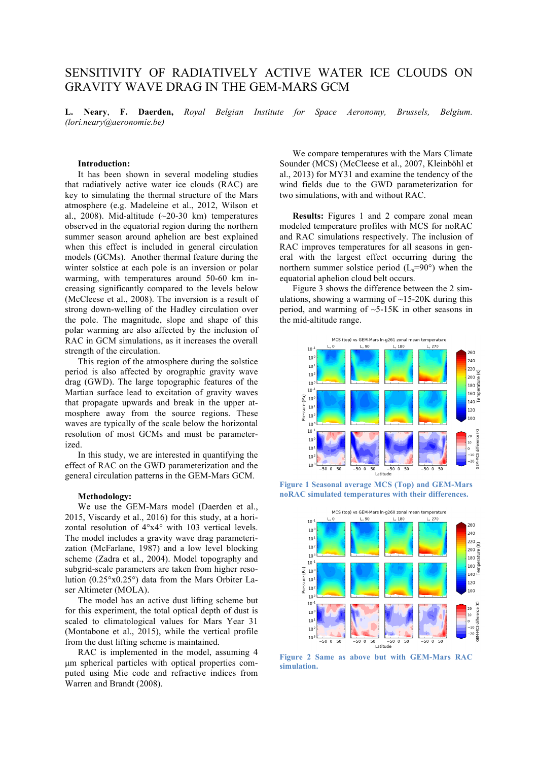# SENSITIVITY OF RADIATIVELY ACTIVE WATER ICE CLOUDS ON GRAVITY WAVE DRAG IN THE GEM-MARS GCM

**L. Neary**, **F. Daerden,** *Royal Belgian Institute for Space Aeronomy, Brussels, Belgium. (lori.neary@aeronomie.be)*

**Introduction:**

It has been shown in several modeling studies that radiatively active water ice clouds (RAC) are key to simulating the thermal structure of the Mars atmosphere (e.g. Madeleine et al., 2012, Wilson et al., 2008). Mid-altitude (~20-30 km) temperatures observed in the equatorial region during the northern summer season around aphelion are best explained when this effect is included in general circulation models (GCMs). Another thermal feature during the winter solstice at each pole is an inversion or polar warming, with temperatures around 50-60 km increasing significantly compared to the levels below (McCleese et al., 2008). The inversion is a result of strong down-welling of the Hadley circulation over the pole. The magnitude, slope and shape of this polar warming are also affected by the inclusion of RAC in GCM simulations, as it increases the overall strength of the circulation.

This region of the atmosphere during the solstice period is also affected by orographic gravity wave drag (GWD). The large topographic features of the Martian surface lead to excitation of gravity waves that propagate upwards and break in the upper atmosphere away from the source regions. These waves are typically of the scale below the horizontal resolution of most GCMs and must be parameterized.

In this study, we are interested in quantifying the effect of RAC on the GWD parameterization and the general circulation patterns in the GEM-Mars GCM.

**Methodology:**

We use the GEM-Mars model (Daerden et al., 2015, Viscardy et al., 2016) for this study, at a horizontal resolution of 4°x4° with 103 vertical levels. The model includes a gravity wave drag parameterization (McFarlane, 1987) and a low level blocking scheme (Zadra et al., 2004). Model topography and subgrid-scale parameters are taken from higher resolution (0.25°x0.25°) data from the Mars Orbiter Laser Altimeter (MOLA).

The model has an active dust lifting scheme but for this experiment, the total optical depth of dust is scaled to climatological values for Mars Year 31 (Montabone et al., 2015), while the vertical profile from the dust lifting scheme is maintained.

RAC is implemented in the model, assuming 4 μm spherical particles with optical properties computed using Mie code and refractive indices from Warren and Brandt (2008).

We compare temperatures with the Mars Climate Sounder (MCS) (McCleese et al., 2007, Kleinböhl et al., 2013) for MY31 and examine the tendency of the wind fields due to the GWD parameterization for two simulations, with and without RAC.

**Results:** Figures 1 and 2 compare zonal mean modeled temperature profiles with MCS for noRAC and RAC simulations respectively. The inclusion of RAC improves temperatures for all seasons in general with the largest effect occurring during the northern summer solstice period ($L_s$=90°) when the equatorial aphelion cloud belt occurs.

Figure 3 shows the difference between the 2 simulations, showing a warming of ~15-20K during this period, and warming of ~5-15K in other seasons in the mid-altitude range.

**Figure 1 Seasonal average MCS (Top) and GEM-Mars noRAC simulated temperatures with their differences.**

**Figure 2 Same as above but with GEM-Mars RAC simulation.**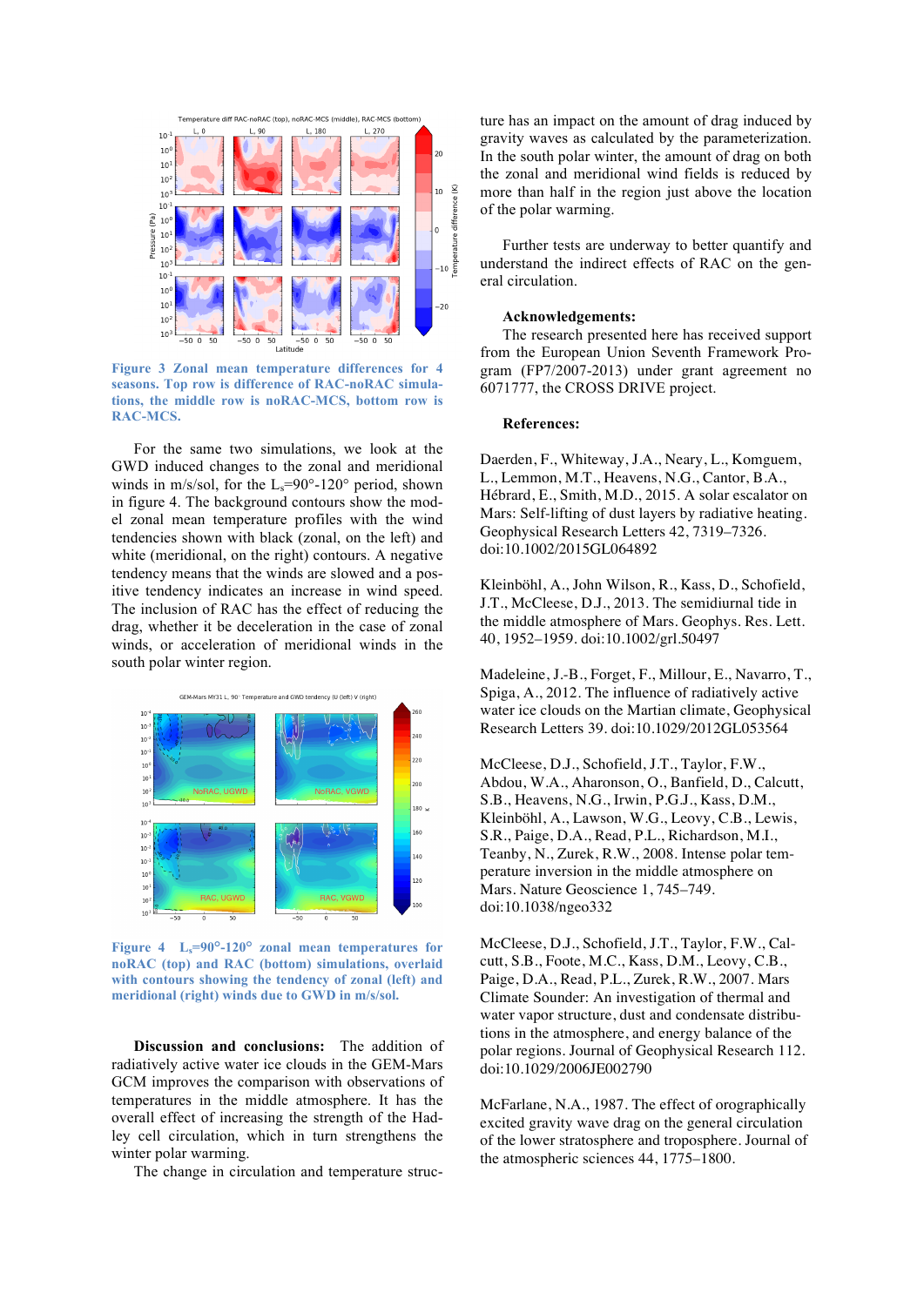Figure 3 Zonal mean temperature differences for 4 seasons. Top row is difference of RAC-noRAC simulations, the middle row is noRAC-MCS, bottom row is RAC-MCS.

For the same two simulations, we look at the GWD induced changes to the zonal and meridional winds in m/s/sol, for the $L_s$=90°-120° period, shown in figure 4. The background contours show the model zonal mean temperature profiles with the wind tendencies shown with black (zonal, on the left) and white (meridional, on the right) contours. A negative tendency means that the winds are slowed and a positive tendency indicates an increase in wind speed. The inclusion of RAC has the effect of reducing the drag, whether it be deceleration in the case of zonal winds, or acceleration of meridional winds in the south polar winter region.

Figure 4 $L_s$=90°-120° zonal mean temperatures for noRAC (top) and RAC (bottom) simulations, overlaid with contours showing the tendency of zonal (left) and meridional (right) winds due to GWD in m/s/sol.

**Discussion and conclusions:** The addition of radiatively active water ice clouds in the GEM-Mars GCM improves the comparison with observations of temperatures in the middle atmosphere. It has the overall effect of increasing the strength of the Hadley cell circulation, which in turn strengthens the winter polar warming.

The change in circulation and temperature structure has an impact on the amount of drag induced by gravity waves as calculated by the parameterization. In the south polar winter, the amount of drag on both the zonal and meridional wind fields is reduced by more than half in the region just above the location of the polar warming.

Further tests are underway to better quantify and understand the indirect effects of RAC on the general circulation.

**Acknowledgements:**

The research presented here has received support from the European Union Seventh Framework Program (FP7/2007-2013) under grant agreement no 6071777, the CROSS DRIVE project.

**References:**

Daerden, F., Whiteway, J.A., Neary, L., Komguem, L., Lemmon, M.T., Heavens, N.G., Cantor, B.A., Hébrard, E., Smith, M.D., 2015. A solar escalator on Mars: Self-lifting of dust layers by radiative heating. Geophysical Research Letters 42, 7319–7326. doi:10.1002/2015GL064892

Kleinböhl, A., John Wilson, R., Kass, D., Schofield, J.T., McCleese, D.J., 2013. The semidiurnal tide in the middle atmosphere of Mars. Geophys. Res. Lett. 40, 1952–1959. doi:10.1002/grl.50497

Madeleine, J.-B., Forget, F., Millour, E., Navarro, T., Spiga, A., 2012. The influence of radiatively active water ice clouds on the Martian climate, Geophysical Research Letters 39. doi:10.1029/2012GL053564

McCleese, D.J., Schofield, J.T., Taylor, F.W., Abdou, W.A., Aharonson, O., Banfield, D., Calcutt, S.B., Heavens, N.G., Irwin, P.G.J., Kass, D.M., Kleinböhl, A., Lawson, W.G., Leovy, C.B., Lewis, S.R., Paige, D.A., Read, P.L., Richardson, M.I., Teanby, N., Zurek, R.W., 2008. Intense polar temperature inversion in the middle atmosphere on Mars. Nature Geoscience 1, 745–749. doi:10.1038/ngeo332

McCleese, D.J., Schofield, J.T., Taylor, F.W., Calcutt, S.B., Foote, M.C., Kass, D.M., Leovy, C.B., Paige, D.A., Read, P.L., Zurek, R.W., 2007. Mars Climate Sounder: An investigation of thermal and water vapor structure, dust and condensate distributions in the atmosphere, and energy balance of the polar regions. Journal of Geophysical Research 112. doi:10.1029/2006JE002790

McFarlane, N.A., 1987. The effect of orographically excited gravity wave drag on the general circulation of the lower stratosphere and troposphere. Journal of the atmospheric sciences 44, 1775–1800.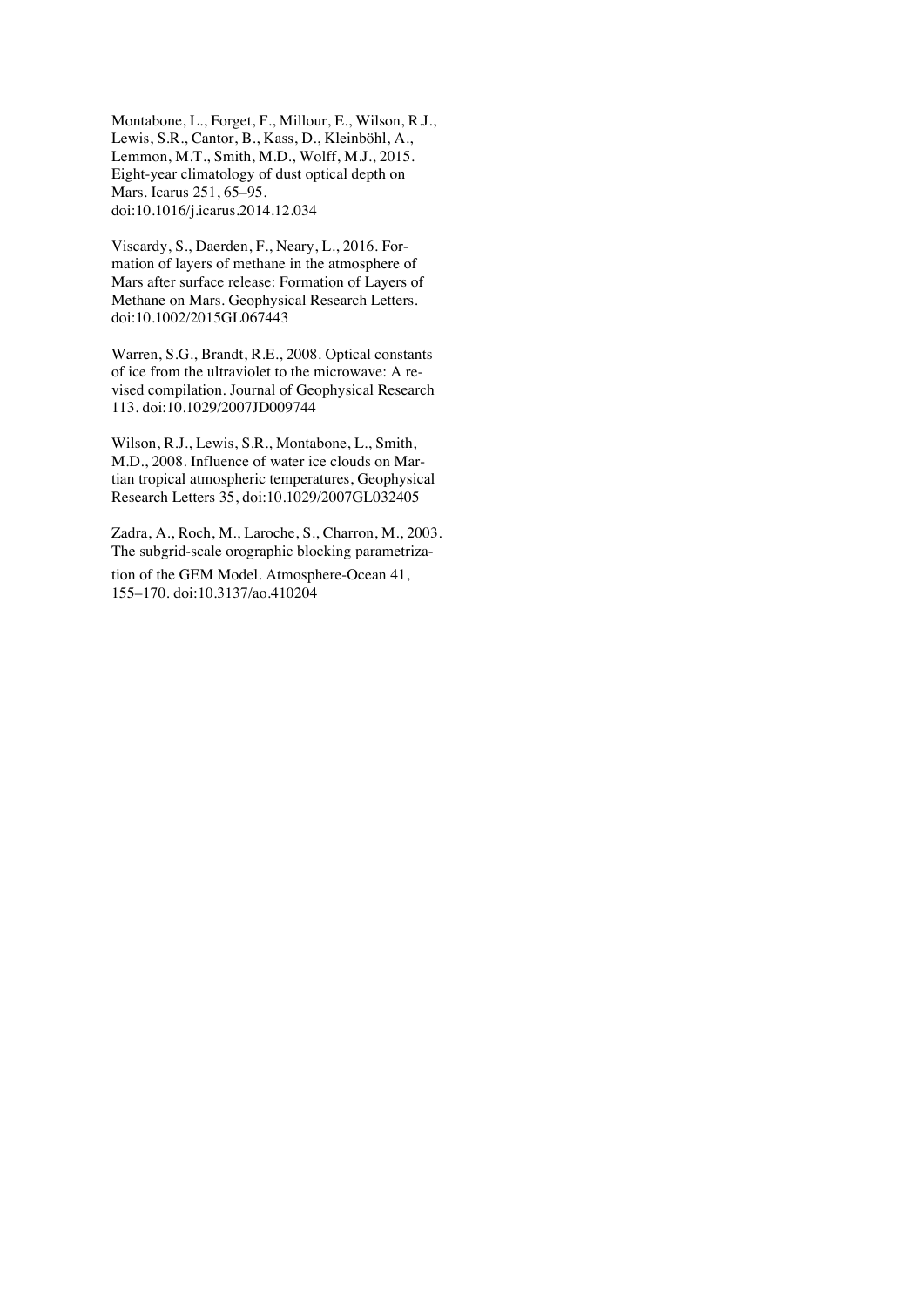Montabone, L., Forget, F., Millour, E., Wilson, R.J., Lewis, S.R., Cantor, B., Kass, D., Kleinböhl, A., Lemmon, M.T., Smith, M.D., Wolff, M.J., 2015. Eight-year climatology of dust optical depth on Mars. Icarus 251, 65–95. doi:10.1016/j.icarus.2014.12.034

Viscardy, S., Daerden, F., Neary, L., 2016. Formation of layers of methane in the atmosphere of Mars after surface release: Formation of Layers of Methane on Mars. Geophysical Research Letters. doi:10.1002/2015GL067443

Warren, S.G., Brandt, R.E., 2008. Optical constants of ice from the ultraviolet to the microwave: A revised compilation. Journal of Geophysical Research 113. doi:10.1029/2007JD009744

Wilson, R.J., Lewis, S.R., Montabone, L., Smith, M.D., 2008. Influence of water ice clouds on Martian tropical atmospheric temperatures, Geophysical Research Letters 35, doi:10.1029/2007GL032405

Zadra, A., Roch, M., Laroche, S., Charron, M., 2003. The subgrid-scale orographic blocking parametrization of the GEM Model. Atmosphere-Ocean 41, 155–170. doi:10.3137/ao.410204